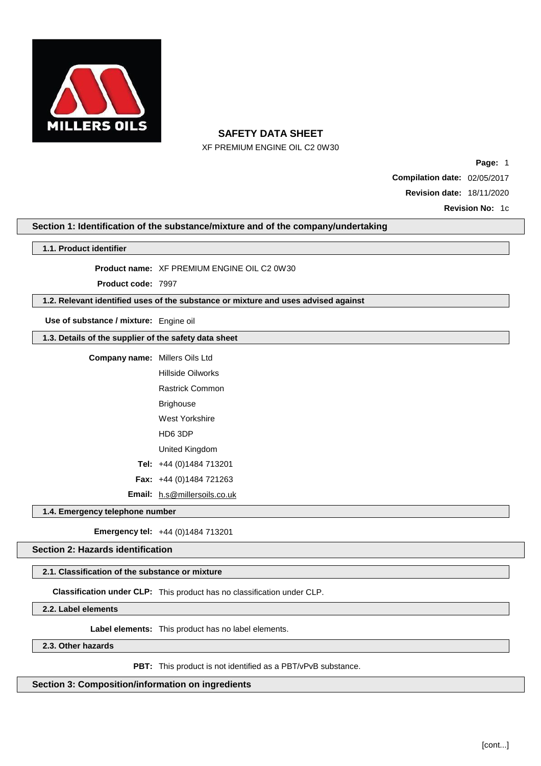# SAFETY DATA SHEET

XF PREMIUM ENGINE OIL C2 0W30

**Compilation date:** 02/05/2017

**Revision date:** 18/11/2020

**Revision No:** 1c

## Section 1: Identification of the substance/mixture and of the company/undertaking

### 1.1. Product identifier

**Product name:** XF PREMIUM ENGINE OIL C2 0W30

**Product code:** 7997

### 1.2. Relevant identified uses of the substance or mixture and uses advised against

**Use of substance / mixture:** Engine oil

### 1.3. Details of the supplier of the safety data sheet

**Company name:** Millers Oils Ltd
Hillside Oilworks
Rastrick Common
Brighouse
West Yorkshire
HD6 3DP
United Kingdom

**Tel:** +44 (0)1484 713201

**Fax:** +44 (0)1484 721263

**Email:** h.s@millersoils.co.uk

### 1.4. Emergency telephone number

**Emergency tel:** +44 (0)1484 713201

## Section 2: Hazards identification

### 2.1. Classification of the substance or mixture

**Classification under CLP:** This product has no classification under CLP.

### 2.2. Label elements

**Label elements:** This product has no label elements.

### 2.3. Other hazards

**PBT:** This product is not identified as a PBT/vPvB substance.

## Section 3: Composition/information on ingredients

[cont...]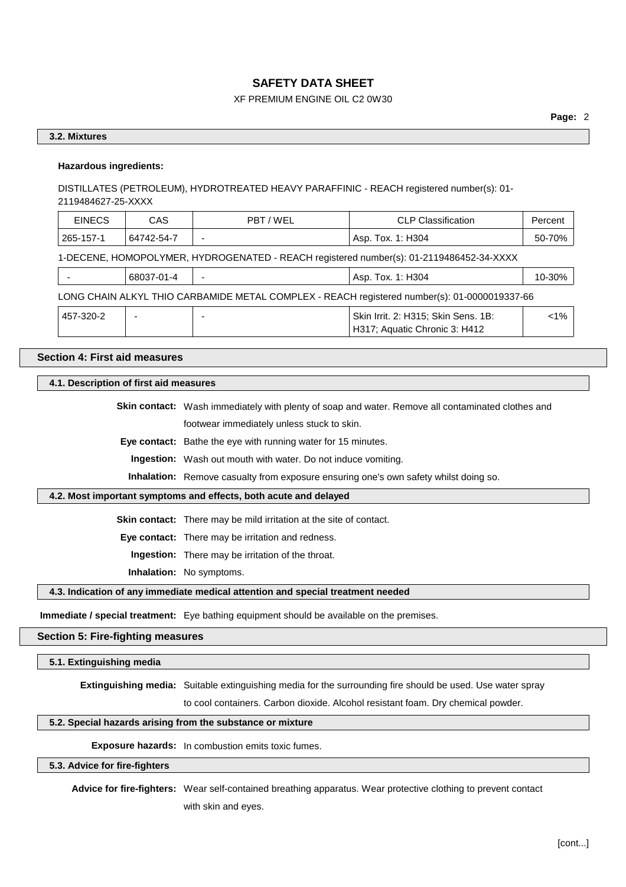### 3.2. Mixtures

**Hazardous ingredients:**

DISTILLATES (PETROLEUM), HYDROTREATED HEAVY PARAFFINIC - REACH registered number(s): 01-2119484627-25-XXXX

| EINECS | CAS | PBT / WEL | CLP Classification | Percent |
|---|---|---|---|---|
| 265-157-1 | 64742-54-7 | - | Asp. Tox. 1: H304 | 50-70% |

1-DECENE, HOMOPOLYMER, HYDROGENATED - REACH registered number(s): 01-2119486452-34-XXXX

| EINECS | CAS | PBT / WEL | CLP Classification | Percent |
|---|---|---|---|---|
| - | 68037-01-4 | - | Asp. Tox. 1: H304 | 10-30% |

LONG CHAIN ALKYL THIO CARBAMIDE METAL COMPLEX - REACH registered number(s): 01-0000019337-66

| EINECS | CAS | PBT / WEL | CLP Classification | Percent |
|---|---|---|---|---|
| 457-320-2 | - | - | Skin Irrit. 2: H315; Skin Sens. 1B: H317; Aquatic Chronic 3: H412 | <1% |

## Section 4: First aid measures

### 4.1. Description of first aid measures

**Skin contact:** Wash immediately with plenty of soap and water. Remove all contaminated clothes and footwear immediately unless stuck to skin.

**Eye contact:** Bathe the eye with running water for 15 minutes.

**Ingestion:** Wash out mouth with water. Do not induce vomiting.

**Inhalation:** Remove casualty from exposure ensuring one's own safety whilst doing so.

### 4.2. Most important symptoms and effects, both acute and delayed

**Skin contact:** There may be mild irritation at the site of contact.

**Eye contact:** There may be irritation and redness.

**Ingestion:** There may be irritation of the throat.

**Inhalation:** No symptoms.

### 4.3. Indication of any immediate medical attention and special treatment needed

**Immediate / special treatment:** Eye bathing equipment should be available on the premises.

## Section 5: Fire-fighting measures

### 5.1. Extinguishing media

**Extinguishing media:** Suitable extinguishing media for the surrounding fire should be used. Use water spray to cool containers. Carbon dioxide. Alcohol resistant foam. Dry chemical powder.

### 5.2. Special hazards arising from the substance or mixture

**Exposure hazards:** In combustion emits toxic fumes.

### 5.3. Advice for fire-fighters

**Advice for fire-fighters:** Wear self-contained breathing apparatus. Wear protective clothing to prevent contact with skin and eyes.

[cont...]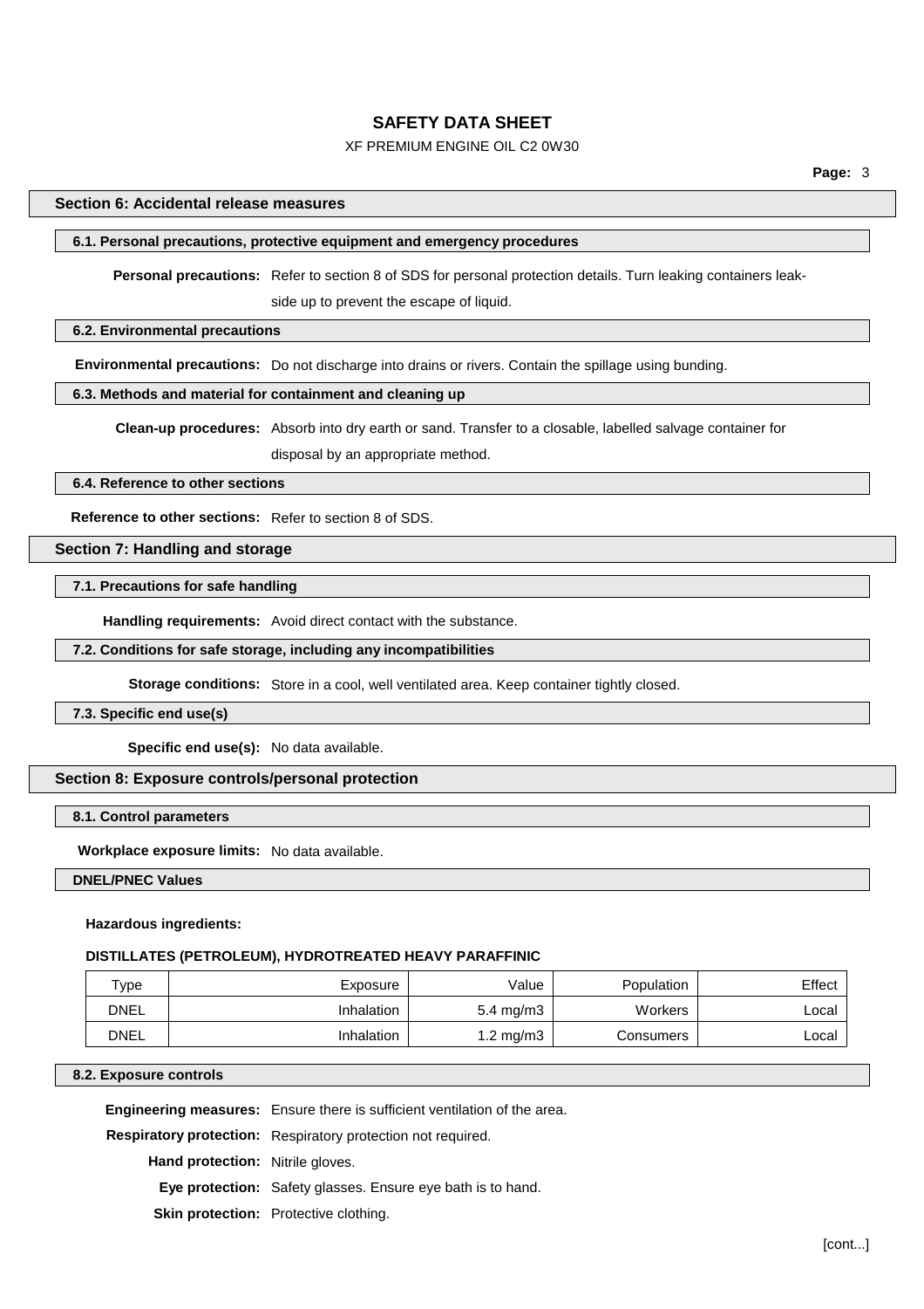## Section 6: Accidental release measures

### 6.1. Personal precautions, protective equipment and emergency procedures

**Personal precautions:** Refer to section 8 of SDS for personal protection details. Turn leaking containers leak-side up to prevent the escape of liquid.

### 6.2. Environmental precautions

**Environmental precautions:** Do not discharge into drains or rivers. Contain the spillage using bunding.

### 6.3. Methods and material for containment and cleaning up

**Clean-up procedures:** Absorb into dry earth or sand. Transfer to a closable, labelled salvage container for disposal by an appropriate method.

### 6.4. Reference to other sections

**Reference to other sections:** Refer to section 8 of SDS.

## Section 7: Handling and storage

### 7.1. Precautions for safe handling

**Handling requirements:** Avoid direct contact with the substance.

### 7.2. Conditions for safe storage, including any incompatibilities

**Storage conditions:** Store in a cool, well ventilated area. Keep container tightly closed.

### 7.3. Specific end use(s)

**Specific end use(s):** No data available.

## Section 8: Exposure controls/personal protection

### 8.1. Control parameters

**Workplace exposure limits:** No data available.

### DNEL/PNEC Values

**Hazardous ingredients:**

**DISTILLATES (PETROLEUM), HYDROTREATED HEAVY PARAFFINIC**

| Type | Exposure | Value | Population | Effect |
|---|---|---|---|---|
| DNEL | Inhalation | 5.4 mg/m3 | Workers | Local |
| DNEL | Inhalation | 1.2 mg/m3 | Consumers | Local |

### 8.2. Exposure controls

**Engineering measures:** Ensure there is sufficient ventilation of the area.

**Respiratory protection:** Respiratory protection not required.

**Hand protection:** Nitrile gloves.

**Eye protection:** Safety glasses. Ensure eye bath is to hand.

**Skin protection:** Protective clothing.

[cont...]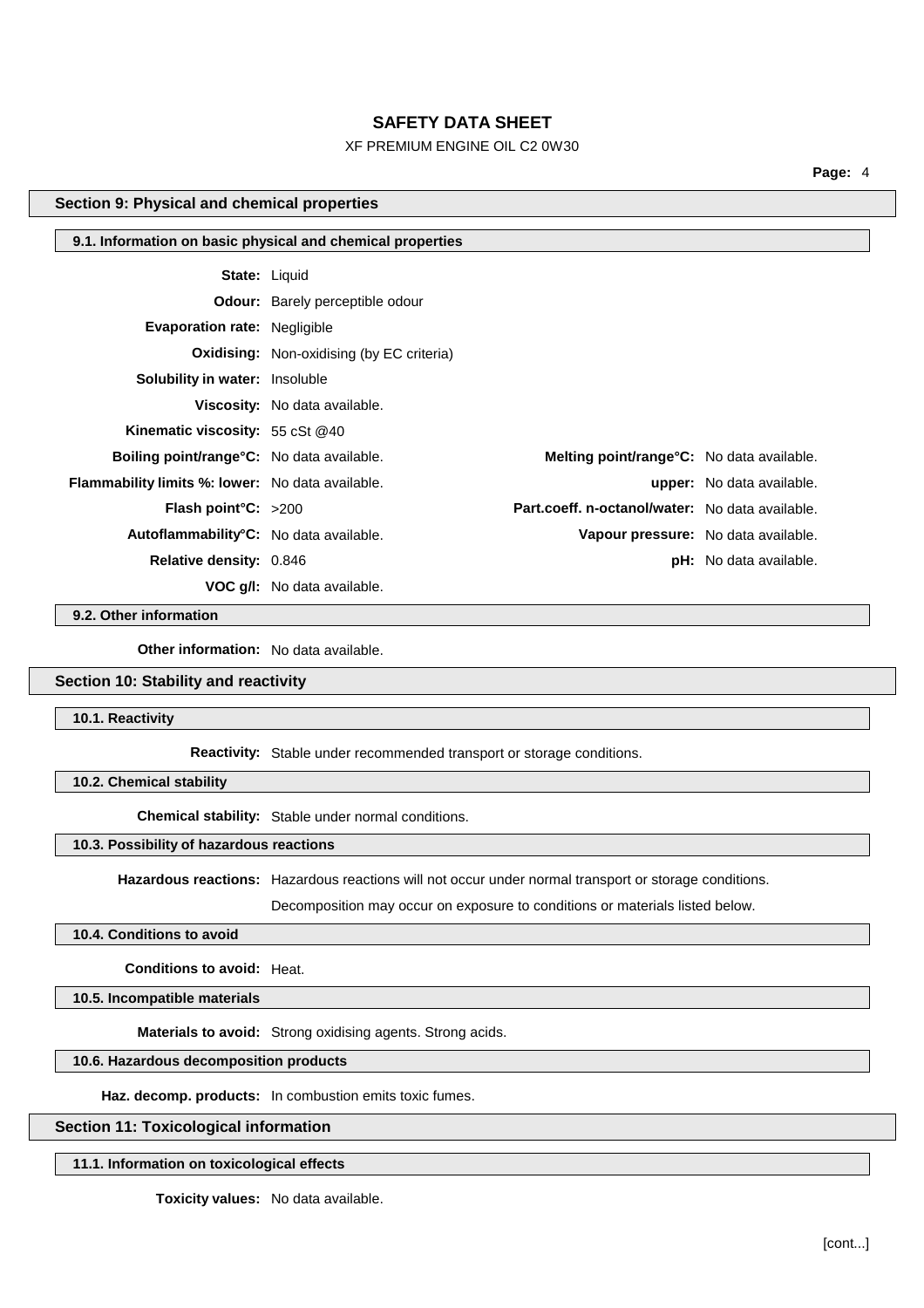## Section 9: Physical and chemical properties

### 9.1. Information on basic physical and chemical properties

**State:** Liquid

**Odour:** Barely perceptible odour

**Evaporation rate:** Negligible

**Oxidising:** Non-oxidising (by EC criteria)

**Solubility in water:** Insoluble

**Viscosity:** No data available.

**Kinematic viscosity:** 55 cSt @40

**Boiling point/range°C:** No data available.

**Melting point/range°C:** No data available.

**Flammability limits %: lower:** No data available.

**upper:** No data available.

**Flash point°C:** >200

**Part.coeff. n-octanol/water:** No data available.

**Autoflammability°C:** No data available.

**Vapour pressure:** No data available.

**Relative density:** 0.846

**pH:** No data available.

**VOC g/l:** No data available.

### 9.2. Other information

**Other information:** No data available.

## Section 10: Stability and reactivity

### 10.1. Reactivity

**Reactivity:** Stable under recommended transport or storage conditions.

### 10.2. Chemical stability

**Chemical stability:** Stable under normal conditions.

### 10.3. Possibility of hazardous reactions

**Hazardous reactions:** Hazardous reactions will not occur under normal transport or storage conditions.

Decomposition may occur on exposure to conditions or materials listed below.

### 10.4. Conditions to avoid

**Conditions to avoid:** Heat.

### 10.5. Incompatible materials

**Materials to avoid:** Strong oxidising agents. Strong acids.

### 10.6. Hazardous decomposition products

**Haz. decomp. products:** In combustion emits toxic fumes.

## Section 11: Toxicological information

### 11.1. Information on toxicological effects

**Toxicity values:** No data available.

[cont...]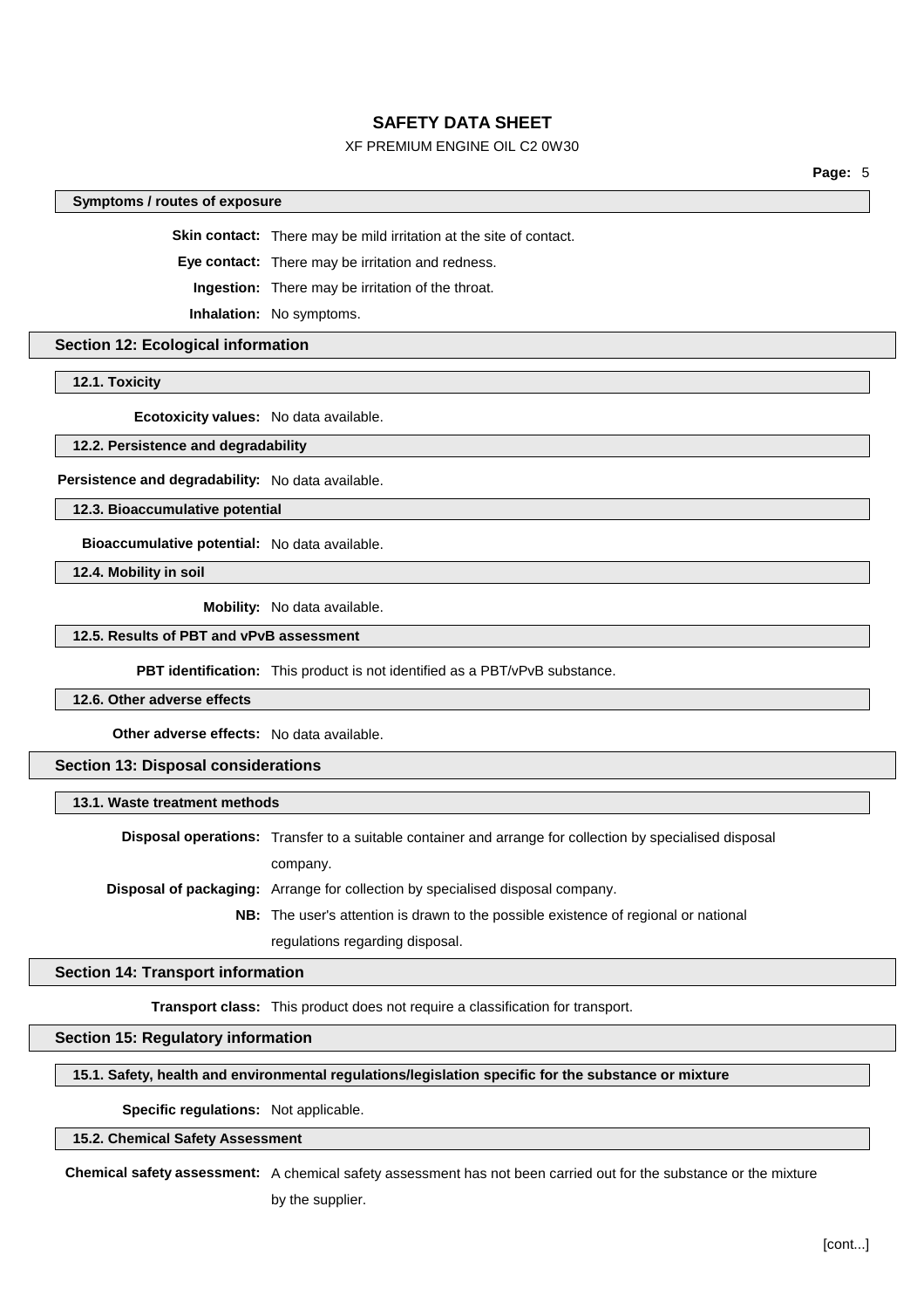#### Symptoms / routes of exposure

**Skin contact:** There may be mild irritation at the site of contact.

**Eye contact:** There may be irritation and redness.

**Ingestion:** There may be irritation of the throat.

**Inhalation:** No symptoms.

## Section 12: Ecological information

### 12.1. Toxicity

**Ecotoxicity values:** No data available.

### 12.2. Persistence and degradability

**Persistence and degradability:** No data available.

### 12.3. Bioaccumulative potential

**Bioaccumulative potential:** No data available.

### 12.4. Mobility in soil

**Mobility:** No data available.

### 12.5. Results of PBT and vPvB assessment

**PBT identification:** This product is not identified as a PBT/vPvB substance.

### 12.6. Other adverse effects

**Other adverse effects:** No data available.

## Section 13: Disposal considerations

### 13.1. Waste treatment methods

**Disposal operations:** Transfer to a suitable container and arrange for collection by specialised disposal company.

**Disposal of packaging:** Arrange for collection by specialised disposal company.

**NB:** The user's attention is drawn to the possible existence of regional or national regulations regarding disposal.

## Section 14: Transport information

**Transport class:** This product does not require a classification for transport.

## Section 15: Regulatory information

### 15.1. Safety, health and environmental regulations/legislation specific for the substance or mixture

**Specific regulations:** Not applicable.

### 15.2. Chemical Safety Assessment

**Chemical safety assessment:** A chemical safety assessment has not been carried out for the substance or the mixture by the supplier.

[cont...]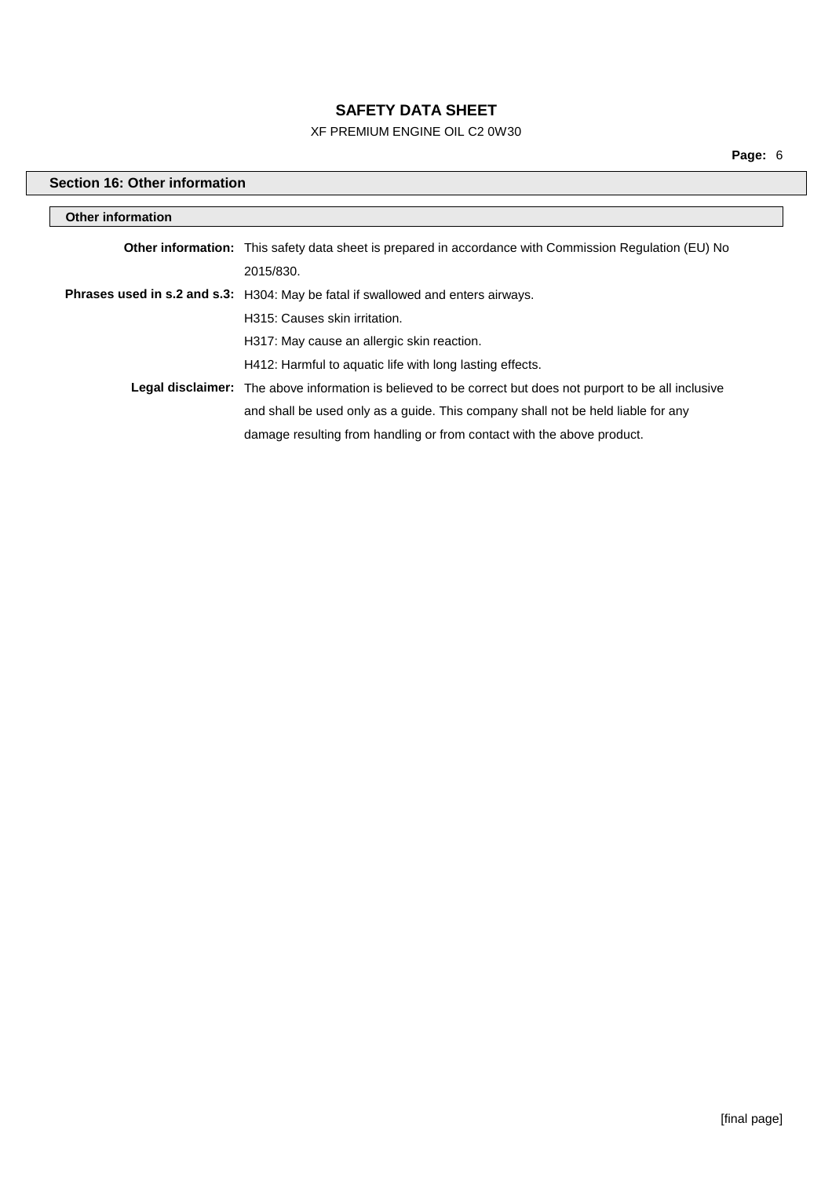## Section 16: Other information

### Other information

**Other information:** This safety data sheet is prepared in accordance with Commission Regulation (EU) No 2015/830.

**Phrases used in s.2 and s.3:** H304: May be fatal if swallowed and enters airways.

H315: Causes skin irritation.

H317: May cause an allergic skin reaction.

H412: Harmful to aquatic life with long lasting effects.

**Legal disclaimer:** The above information is believed to be correct but does not purport to be all inclusive and shall be used only as a guide. This company shall not be held liable for any damage resulting from handling or from contact with the above product.

[final page]